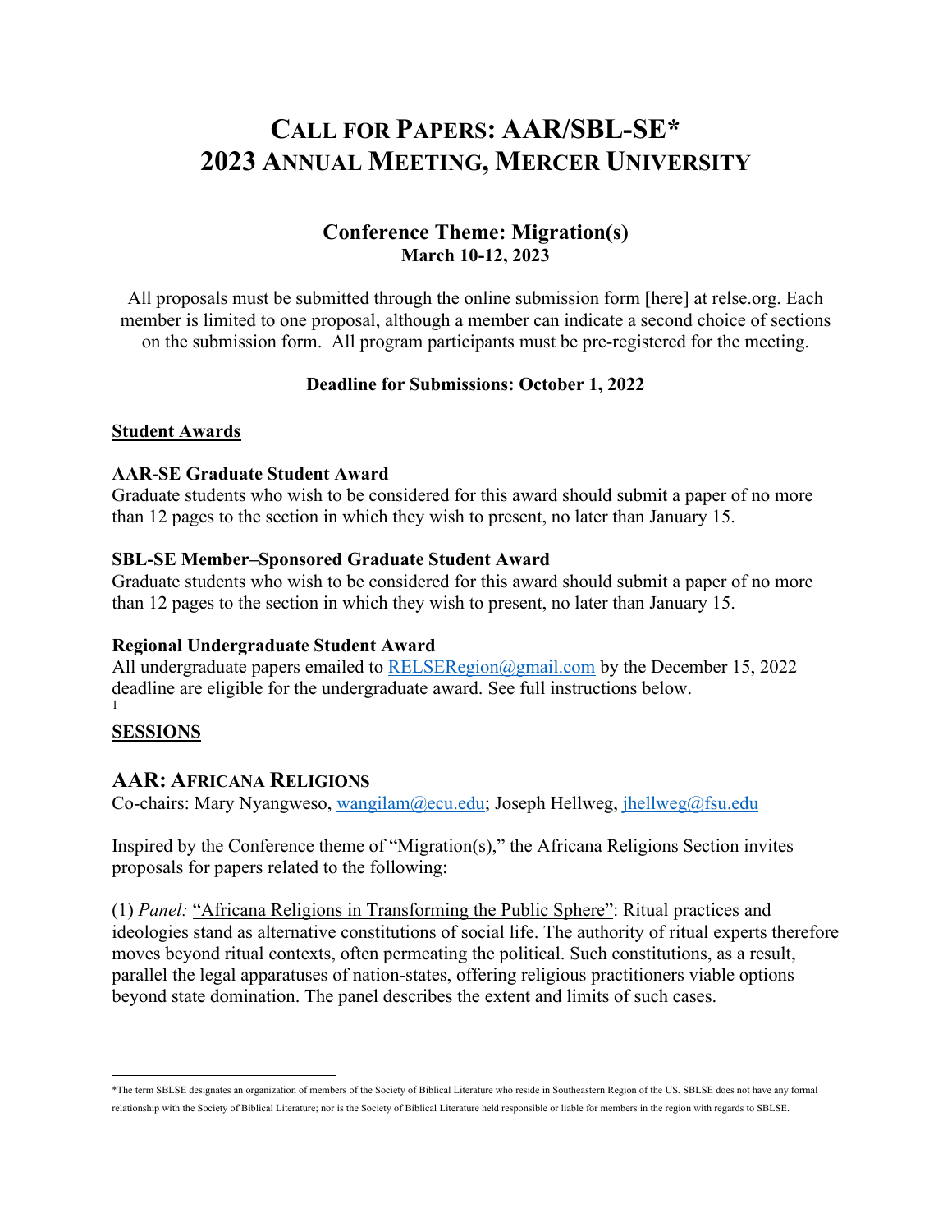# Call for Papers: AAR/SBL-SE* 2023 Annual Meeting, Mercer University

## Conference Theme: Migration(s)

**March 10-12, 2023**

All proposals must be submitted through the online submission form [here] at relse.org. Each member is limited to one proposal, although a member can indicate a second choice of sections on the submission form. All program participants must be pre-registered for the meeting.

**Deadline for Submissions: October 1, 2022**

**Student Awards**

**AAR-SE Graduate Student Award**
Graduate students who wish to be considered for this award should submit a paper of no more than 12 pages to the section in which they wish to present, no later than January 15.

**SBL-SE Member–Sponsored Graduate Student Award**
Graduate students who wish to be considered for this award should submit a paper of no more than 12 pages to the section in which they wish to present, no later than January 15.

**Regional Undergraduate Student Award**
All undergraduate papers emailed to RELSERegion@gmail.com by the December 15, 2022 deadline are eligible for the undergraduate award. See full instructions below.
1

**SESSIONS**

## AAR: Africana Religions

Co-chairs: Mary Nyangweso, wangilam@ecu.edu; Joseph Hellweg, jhellweg@fsu.edu

Inspired by the Conference theme of "Migration(s)," the Africana Religions Section invites proposals for papers related to the following:

(1) *Panel:* "Africana Religions in Transforming the Public Sphere": Ritual practices and ideologies stand as alternative constitutions of social life. The authority of ritual experts therefore moves beyond ritual contexts, often permeating the political. Such constitutions, as a result, parallel the legal apparatuses of nation-states, offering religious practitioners viable options beyond state domination. The panel describes the extent and limits of such cases.

---

*The term SBLSE designates an organization of members of the Society of Biblical Literature who reside in Southeastern Region of the US. SBLSE does not have any formal relationship with the Society of Biblical Literature; nor is the Society of Biblical Literature held responsible or liable for members in the region with regards to SBLSE.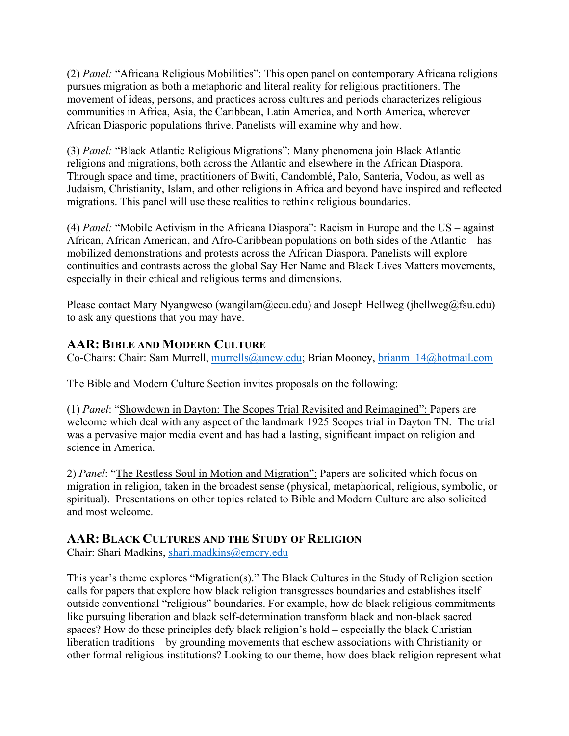(2) *Panel:* "Africana Religious Mobilities": This open panel on contemporary Africana religions pursues migration as both a metaphoric and literal reality for religious practitioners. The movement of ideas, persons, and practices across cultures and periods characterizes religious communities in Africa, Asia, the Caribbean, Latin America, and North America, wherever African Diasporic populations thrive. Panelists will examine why and how.

(3) *Panel:* "Black Atlantic Religious Migrations": Many phenomena join Black Atlantic religions and migrations, both across the Atlantic and elsewhere in the African Diaspora. Through space and time, practitioners of Bwiti, Candomblé, Palo, Santeria, Vodou, as well as Judaism, Christianity, Islam, and other religions in Africa and beyond have inspired and reflected migrations. This panel will use these realities to rethink religious boundaries.

(4) *Panel:* "Mobile Activism in the Africana Diaspora": Racism in Europe and the US – against African, African American, and Afro-Caribbean populations on both sides of the Atlantic – has mobilized demonstrations and protests across the African Diaspora. Panelists will explore continuities and contrasts across the global Say Her Name and Black Lives Matters movements, especially in their ethical and religious terms and dimensions.

Please contact Mary Nyangweso (wangilam@ecu.edu) and Joseph Hellweg (jhellweg@fsu.edu) to ask any questions that you may have.

## AAR: Bible and Modern Culture

Co-Chairs: Chair: Sam Murrell, murrells@uncw.edu; Brian Mooney, brianm_14@hotmail.com

The Bible and Modern Culture Section invites proposals on the following:

(1) *Panel*: "Showdown in Dayton: The Scopes Trial Revisited and Reimagined": Papers are welcome which deal with any aspect of the landmark 1925 Scopes trial in Dayton TN. The trial was a pervasive major media event and has had a lasting, significant impact on religion and science in America.

2) *Panel*: "The Restless Soul in Motion and Migration": Papers are solicited which focus on migration in religion, taken in the broadest sense (physical, metaphorical, religious, symbolic, or spiritual). Presentations on other topics related to Bible and Modern Culture are also solicited and most welcome.

## AAR: Black Cultures and the Study of Religion

Chair: Shari Madkins, shari.madkins@emory.edu

This year's theme explores "Migration(s)." The Black Cultures in the Study of Religion section calls for papers that explore how black religion transgresses boundaries and establishes itself outside conventional "religious" boundaries. For example, how do black religious commitments like pursuing liberation and black self-determination transform black and non-black sacred spaces? How do these principles defy black religion's hold – especially the black Christian liberation traditions – by grounding movements that eschew associations with Christianity or other formal religious institutions? Looking to our theme, how does black religion represent what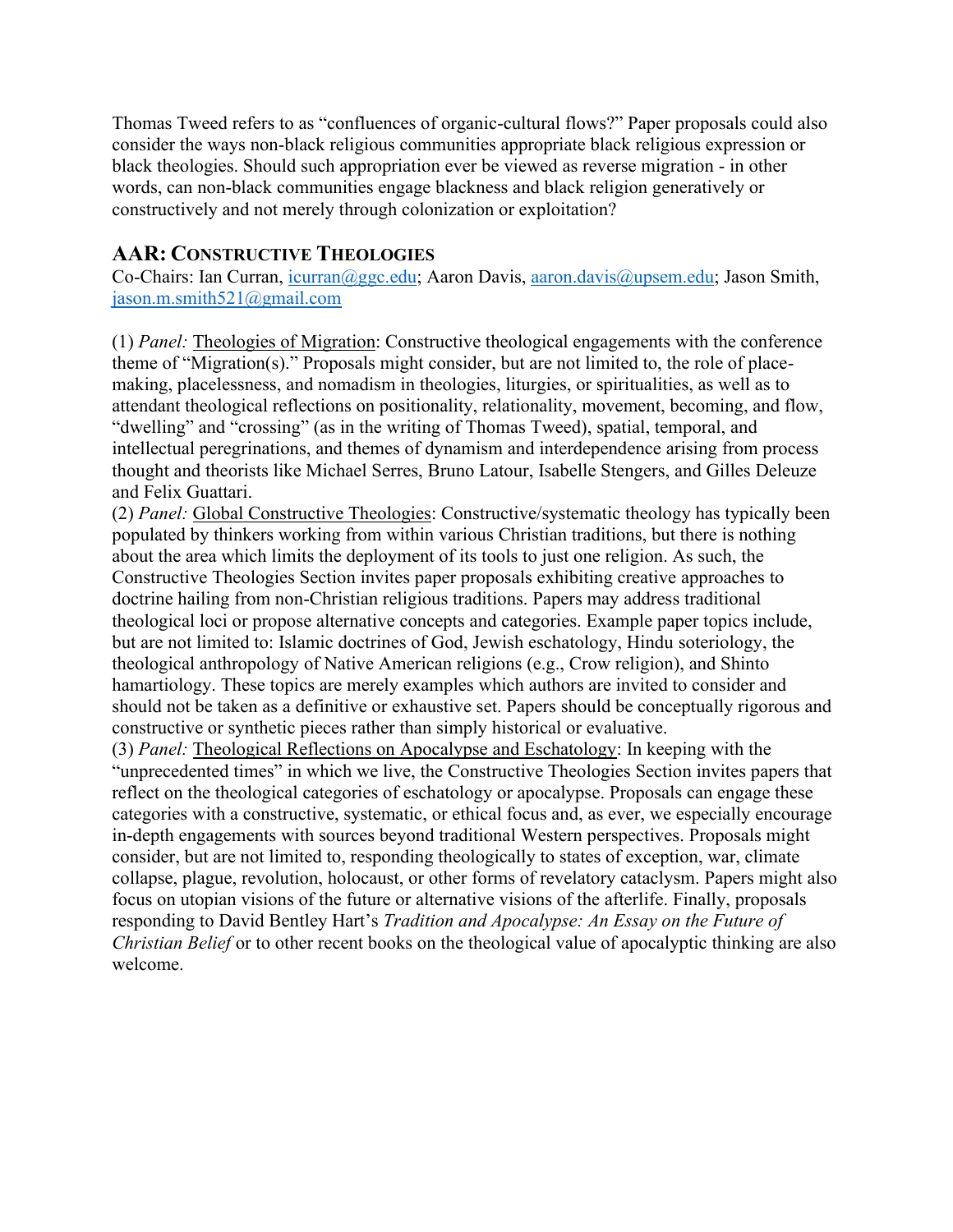Thomas Tweed refers to as "confluences of organic-cultural flows?" Paper proposals could also consider the ways non-black religious communities appropriate black religious expression or black theologies. Should such appropriation ever be viewed as reverse migration - in other words, can non-black communities engage blackness and black religion generatively or constructively and not merely through colonization or exploitation?

## AAR: Constructive Theologies

Co-Chairs: Ian Curran, icurran@ggc.edu; Aaron Davis, aaron.davis@upsem.edu; Jason Smith, jason.m.smith521@gmail.com

(1) *Panel:* Theologies of Migration: Constructive theological engagements with the conference theme of "Migration(s)." Proposals might consider, but are not limited to, the role of place-making, placelessness, and nomadism in theologies, liturgies, or spiritualities, as well as to attendant theological reflections on positionality, relationality, movement, becoming, and flow, "dwelling" and "crossing" (as in the writing of Thomas Tweed), spatial, temporal, and intellectual peregrinations, and themes of dynamism and interdependence arising from process thought and theorists like Michael Serres, Bruno Latour, Isabelle Stengers, and Gilles Deleuze and Felix Guattari.

(2) *Panel:* Global Constructive Theologies: Constructive/systematic theology has typically been populated by thinkers working from within various Christian traditions, but there is nothing about the area which limits the deployment of its tools to just one religion. As such, the Constructive Theologies Section invites paper proposals exhibiting creative approaches to doctrine hailing from non-Christian religious traditions. Papers may address traditional theological loci or propose alternative concepts and categories. Example paper topics include, but are not limited to: Islamic doctrines of God, Jewish eschatology, Hindu soteriology, the theological anthropology of Native American religions (e.g., Crow religion), and Shinto hamartiology. These topics are merely examples which authors are invited to consider and should not be taken as a definitive or exhaustive set. Papers should be conceptually rigorous and constructive or synthetic pieces rather than simply historical or evaluative.

(3) *Panel:* Theological Reflections on Apocalypse and Eschatology: In keeping with the "unprecedented times" in which we live, the Constructive Theologies Section invites papers that reflect on the theological categories of eschatology or apocalypse. Proposals can engage these categories with a constructive, systematic, or ethical focus and, as ever, we especially encourage in-depth engagements with sources beyond traditional Western perspectives. Proposals might consider, but are not limited to, responding theologically to states of exception, war, climate collapse, plague, revolution, holocaust, or other forms of revelatory cataclysm. Papers might also focus on utopian visions of the future or alternative visions of the afterlife. Finally, proposals responding to David Bentley Hart's *Tradition and Apocalypse: An Essay on the Future of Christian Belief* or to other recent books on the theological value of apocalyptic thinking are also welcome.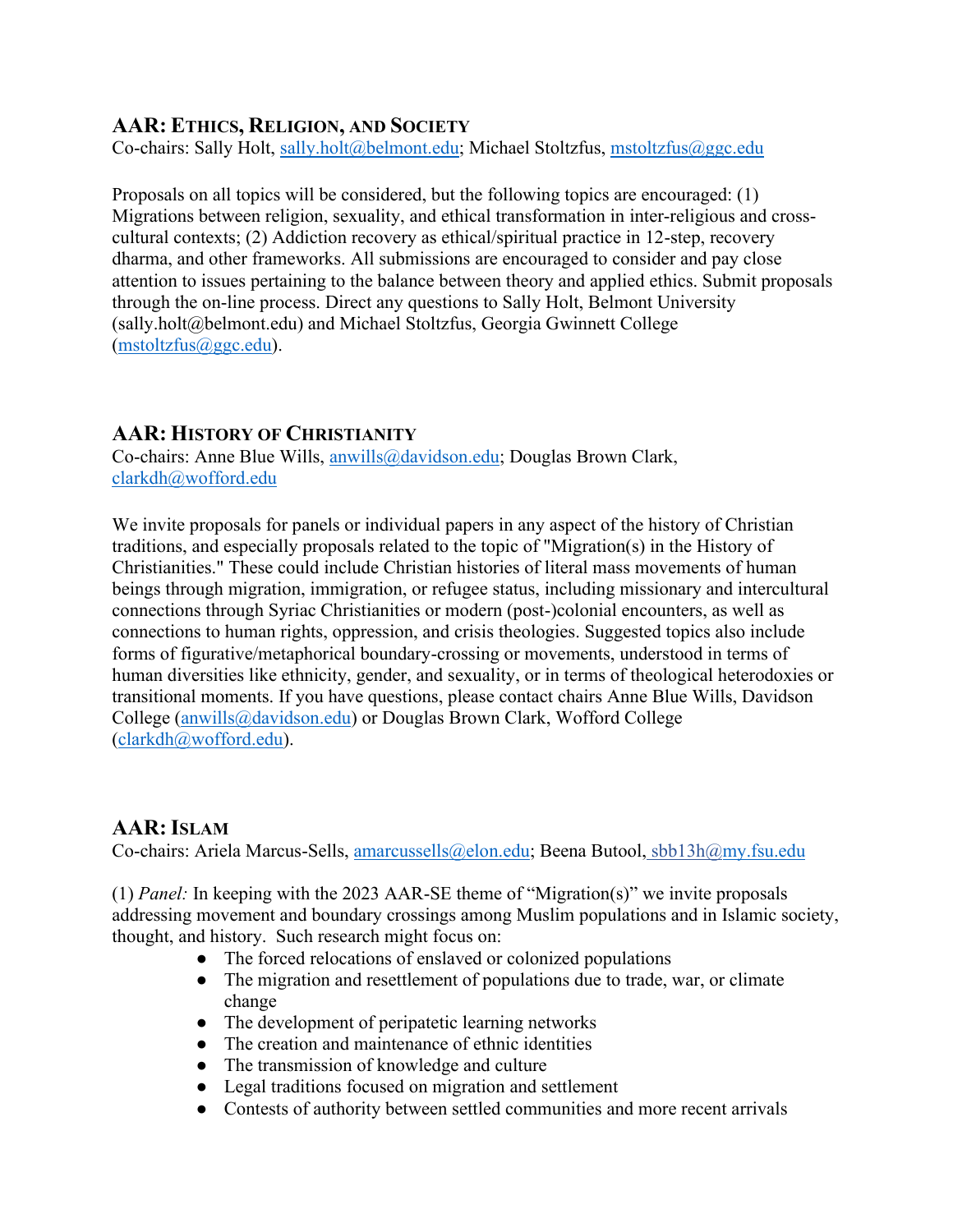## AAR: Ethics, Religion, and Society

Co-chairs: Sally Holt, sally.holt@belmont.edu; Michael Stoltzfus, mstoltzfus@ggc.edu

Proposals on all topics will be considered, but the following topics are encouraged: (1) Migrations between religion, sexuality, and ethical transformation in inter-religious and cross-cultural contexts; (2) Addiction recovery as ethical/spiritual practice in 12-step, recovery dharma, and other frameworks. All submissions are encouraged to consider and pay close attention to issues pertaining to the balance between theory and applied ethics. Submit proposals through the on-line process. Direct any questions to Sally Holt, Belmont University (sally.holt@belmont.edu) and Michael Stoltzfus, Georgia Gwinnett College (mstoltzfus@ggc.edu).

## AAR: History of Christianity

Co-chairs: Anne Blue Wills, anwills@davidson.edu; Douglas Brown Clark, clarkdh@wofford.edu

We invite proposals for panels or individual papers in any aspect of the history of Christian traditions, and especially proposals related to the topic of "Migration(s) in the History of Christianities." These could include Christian histories of literal mass movements of human beings through migration, immigration, or refugee status, including missionary and intercultural connections through Syriac Christianities or modern (post-)colonial encounters, as well as connections to human rights, oppression, and crisis theologies. Suggested topics also include forms of figurative/metaphorical boundary-crossing or movements, understood in terms of human diversities like ethnicity, gender, and sexuality, or in terms of theological heterodoxies or transitional moments. If you have questions, please contact chairs Anne Blue Wills, Davidson College (anwills@davidson.edu) or Douglas Brown Clark, Wofford College (clarkdh@wofford.edu).

## AAR: Islam

Co-chairs: Ariela Marcus-Sells, amarcussells@elon.edu; Beena Butool, sbb13h@my.fsu.edu

(1) *Panel:* In keeping with the 2023 AAR-SE theme of "Migration(s)" we invite proposals addressing movement and boundary crossings among Muslim populations and in Islamic society, thought, and history. Such research might focus on:

- The forced relocations of enslaved or colonized populations
- The migration and resettlement of populations due to trade, war, or climate change
- The development of peripatetic learning networks
- The creation and maintenance of ethnic identities
- The transmission of knowledge and culture
- Legal traditions focused on migration and settlement
- Contests of authority between settled communities and more recent arrivals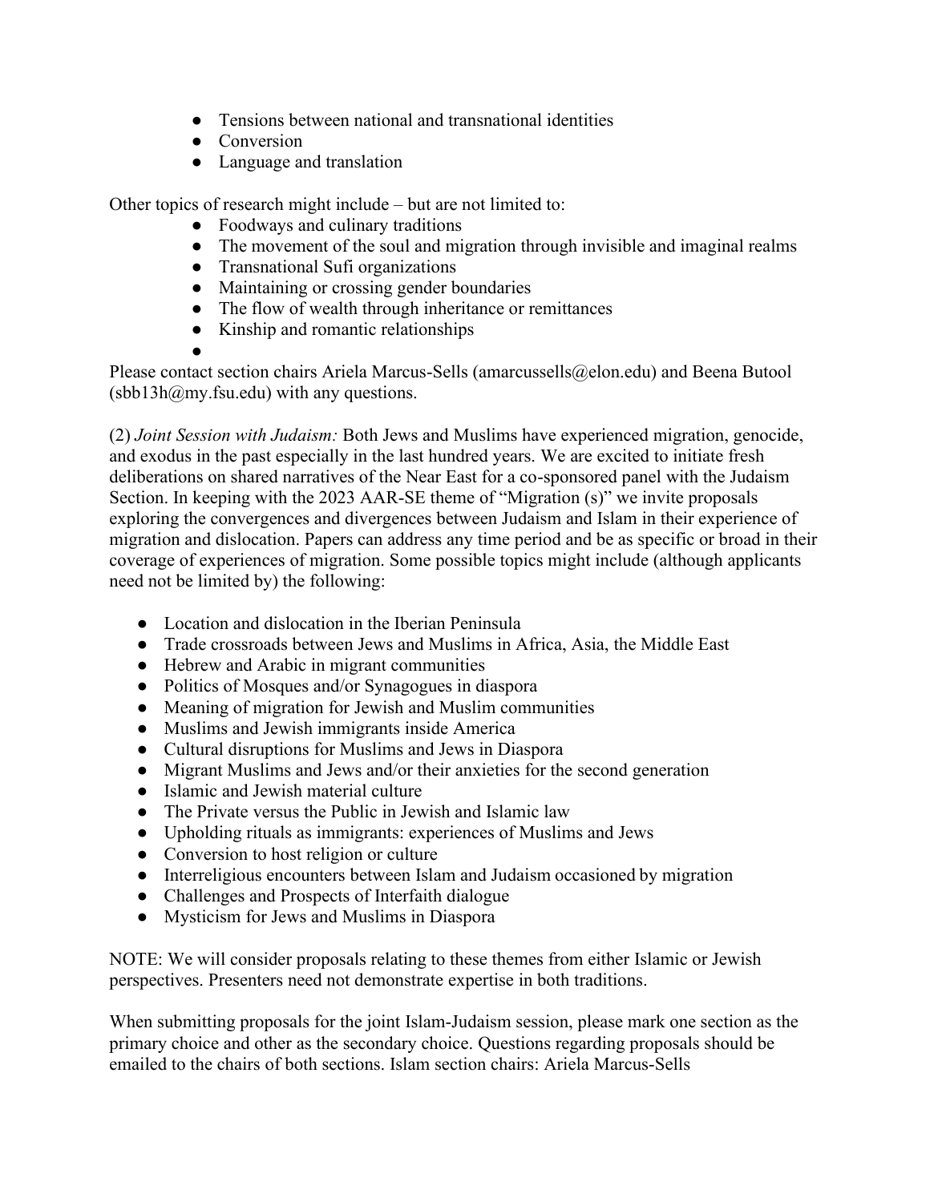- Tensions between national and transnational identities
- Conversion
- Language and translation

Other topics of research might include – but are not limited to:

- Foodways and culinary traditions
- The movement of the soul and migration through invisible and imaginal realms
- Transnational Sufi organizations
- Maintaining or crossing gender boundaries
- The flow of wealth through inheritance or remittances
- Kinship and romantic relationships
- 

Please contact section chairs Ariela Marcus-Sells (amarcussells@elon.edu) and Beena Butool (sbb13h@my.fsu.edu) with any questions.

(2) *Joint Session with Judaism:* Both Jews and Muslims have experienced migration, genocide, and exodus in the past especially in the last hundred years. We are excited to initiate fresh deliberations on shared narratives of the Near East for a co-sponsored panel with the Judaism Section. In keeping with the 2023 AAR-SE theme of "Migration (s)" we invite proposals exploring the convergences and divergences between Judaism and Islam in their experience of migration and dislocation. Papers can address any time period and be as specific or broad in their coverage of experiences of migration. Some possible topics might include (although applicants need not be limited by) the following:

- Location and dislocation in the Iberian Peninsula
- Trade crossroads between Jews and Muslims in Africa, Asia, the Middle East
- Hebrew and Arabic in migrant communities
- Politics of Mosques and/or Synagogues in diaspora
- Meaning of migration for Jewish and Muslim communities
- Muslims and Jewish immigrants inside America
- Cultural disruptions for Muslims and Jews in Diaspora
- Migrant Muslims and Jews and/or their anxieties for the second generation
- Islamic and Jewish material culture
- The Private versus the Public in Jewish and Islamic law
- Upholding rituals as immigrants: experiences of Muslims and Jews
- Conversion to host religion or culture
- Interreligious encounters between Islam and Judaism occasioned by migration
- Challenges and Prospects of Interfaith dialogue
- Mysticism for Jews and Muslims in Diaspora

NOTE: We will consider proposals relating to these themes from either Islamic or Jewish perspectives. Presenters need not demonstrate expertise in both traditions.

When submitting proposals for the joint Islam-Judaism session, please mark one section as the primary choice and other as the secondary choice. Questions regarding proposals should be emailed to the chairs of both sections. Islam section chairs: Ariela Marcus-Sells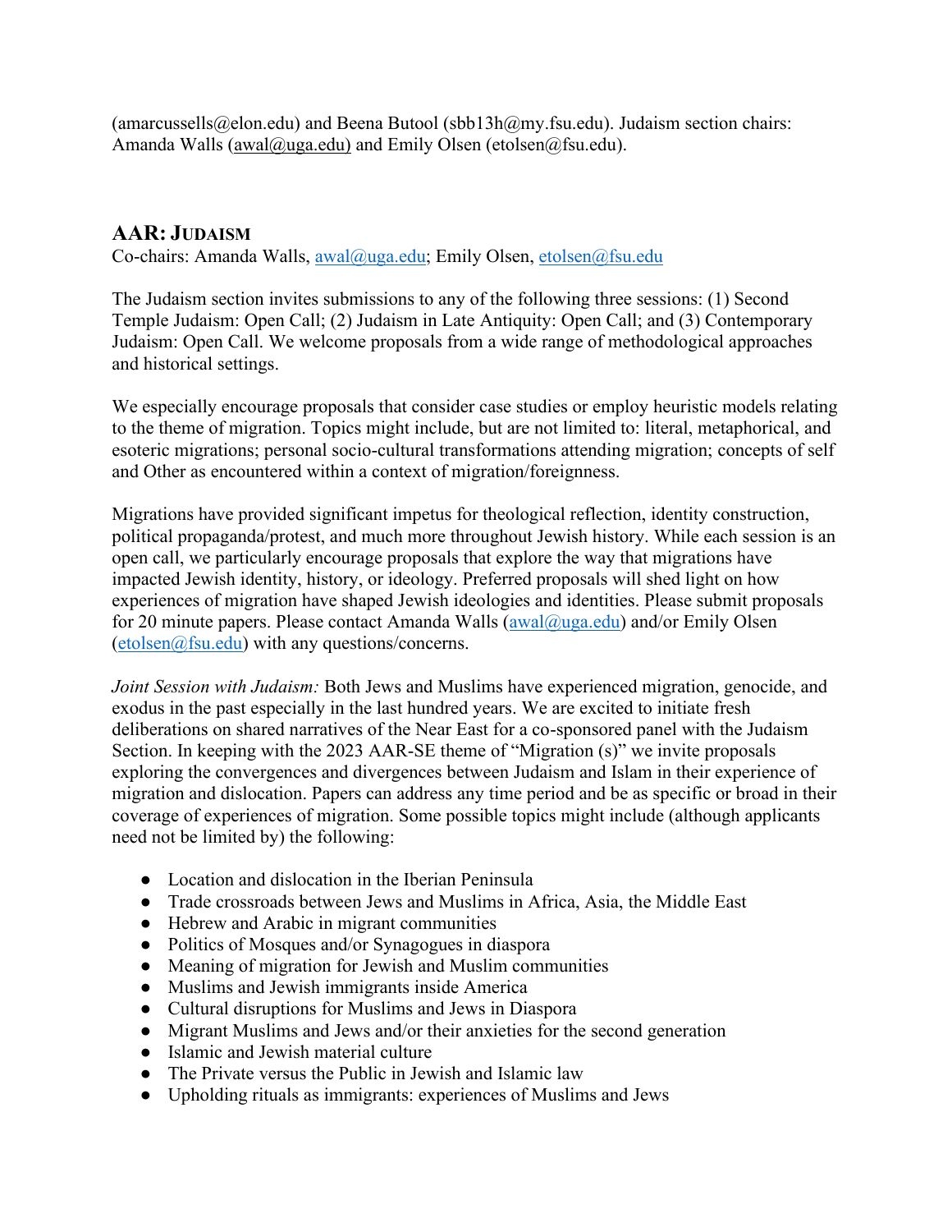(amarcussells@elon.edu) and Beena Butool (sbb13h@my.fsu.edu). Judaism section chairs: Amanda Walls (awal@uga.edu) and Emily Olsen (etolsen@fsu.edu).

## AAR: JUDAISM

Co-chairs: Amanda Walls, awal@uga.edu; Emily Olsen, etolsen@fsu.edu

The Judaism section invites submissions to any of the following three sessions: (1) Second Temple Judaism: Open Call; (2) Judaism in Late Antiquity: Open Call; and (3) Contemporary Judaism: Open Call. We welcome proposals from a wide range of methodological approaches and historical settings.

We especially encourage proposals that consider case studies or employ heuristic models relating to the theme of migration. Topics might include, but are not limited to: literal, metaphorical, and esoteric migrations; personal socio-cultural transformations attending migration; concepts of self and Other as encountered within a context of migration/foreignness.

Migrations have provided significant impetus for theological reflection, identity construction, political propaganda/protest, and much more throughout Jewish history. While each session is an open call, we particularly encourage proposals that explore the way that migrations have impacted Jewish identity, history, or ideology. Preferred proposals will shed light on how experiences of migration have shaped Jewish ideologies and identities. Please submit proposals for 20 minute papers. Please contact Amanda Walls (awal@uga.edu) and/or Emily Olsen (etolsen@fsu.edu) with any questions/concerns.

*Joint Session with Judaism:* Both Jews and Muslims have experienced migration, genocide, and exodus in the past especially in the last hundred years. We are excited to initiate fresh deliberations on shared narratives of the Near East for a co-sponsored panel with the Judaism Section. In keeping with the 2023 AAR-SE theme of "Migration (s)" we invite proposals exploring the convergences and divergences between Judaism and Islam in their experience of migration and dislocation. Papers can address any time period and be as specific or broad in their coverage of experiences of migration. Some possible topics might include (although applicants need not be limited by) the following:

- Location and dislocation in the Iberian Peninsula
- Trade crossroads between Jews and Muslims in Africa, Asia, the Middle East
- Hebrew and Arabic in migrant communities
- Politics of Mosques and/or Synagogues in diaspora
- Meaning of migration for Jewish and Muslim communities
- Muslims and Jewish immigrants inside America
- Cultural disruptions for Muslims and Jews in Diaspora
- Migrant Muslims and Jews and/or their anxieties for the second generation
- Islamic and Jewish material culture
- The Private versus the Public in Jewish and Islamic law
- Upholding rituals as immigrants: experiences of Muslims and Jews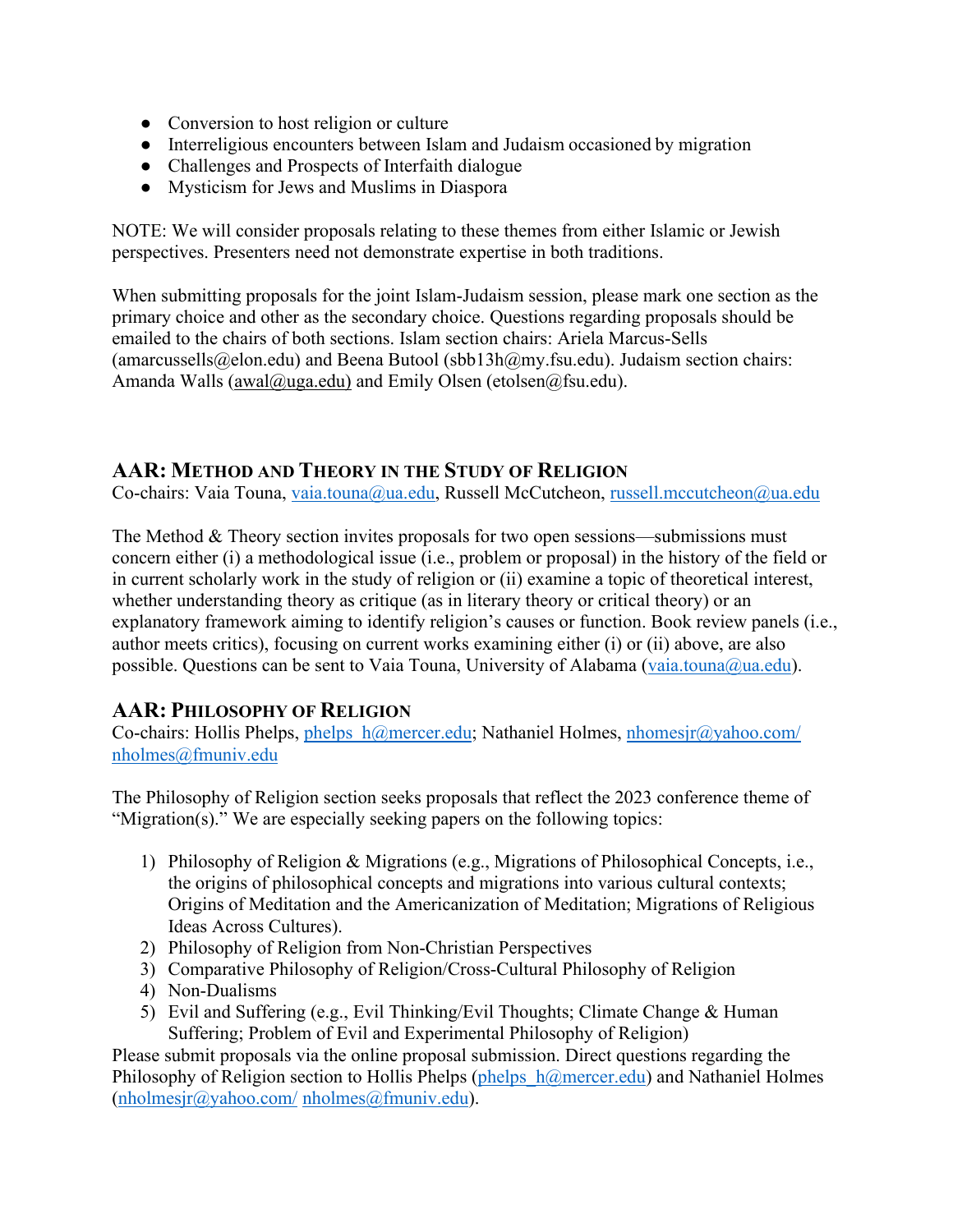- Conversion to host religion or culture
- Interreligious encounters between Islam and Judaism occasioned by migration
- Challenges and Prospects of Interfaith dialogue
- Mysticism for Jews and Muslims in Diaspora

NOTE: We will consider proposals relating to these themes from either Islamic or Jewish perspectives. Presenters need not demonstrate expertise in both traditions.

When submitting proposals for the joint Islam-Judaism session, please mark one section as the primary choice and other as the secondary choice. Questions regarding proposals should be emailed to the chairs of both sections. Islam section chairs: Ariela Marcus-Sells (amarcussells@elon.edu) and Beena Butool (sbb13h@my.fsu.edu). Judaism section chairs: Amanda Walls (awal@uga.edu) and Emily Olsen (etolsen@fsu.edu).

## AAR: Method and Theory in the Study of Religion

Co-chairs: Vaia Touna, vaia.touna@ua.edu, Russell McCutcheon, russell.mccutcheon@ua.edu

The Method & Theory section invites proposals for two open sessions—submissions must concern either (i) a methodological issue (i.e., problem or proposal) in the history of the field or in current scholarly work in the study of religion or (ii) examine a topic of theoretical interest, whether understanding theory as critique (as in literary theory or critical theory) or an explanatory framework aiming to identify religion's causes or function. Book review panels (i.e., author meets critics), focusing on current works examining either (i) or (ii) above, are also possible. Questions can be sent to Vaia Touna, University of Alabama (vaia.touna@ua.edu).

## AAR: Philosophy of Religion

Co-chairs: Hollis Phelps, phelps_h@mercer.edu; Nathaniel Holmes, nhomesjr@yahoo.com/ nholmes@fmuniv.edu

The Philosophy of Religion section seeks proposals that reflect the 2023 conference theme of "Migration(s)." We are especially seeking papers on the following topics:

1) Philosophy of Religion & Migrations (e.g., Migrations of Philosophical Concepts, i.e., the origins of philosophical concepts and migrations into various cultural contexts; Origins of Meditation and the Americanization of Meditation; Migrations of Religious Ideas Across Cultures).
2) Philosophy of Religion from Non-Christian Perspectives
3) Comparative Philosophy of Religion/Cross-Cultural Philosophy of Religion
4) Non-Dualisms
5) Evil and Suffering (e.g., Evil Thinking/Evil Thoughts; Climate Change & Human Suffering; Problem of Evil and Experimental Philosophy of Religion)

Please submit proposals via the online proposal submission. Direct questions regarding the Philosophy of Religion section to Hollis Phelps (phelps_h@mercer.edu) and Nathaniel Holmes (nholmesjr@yahoo.com/ nholmes@fmuniv.edu).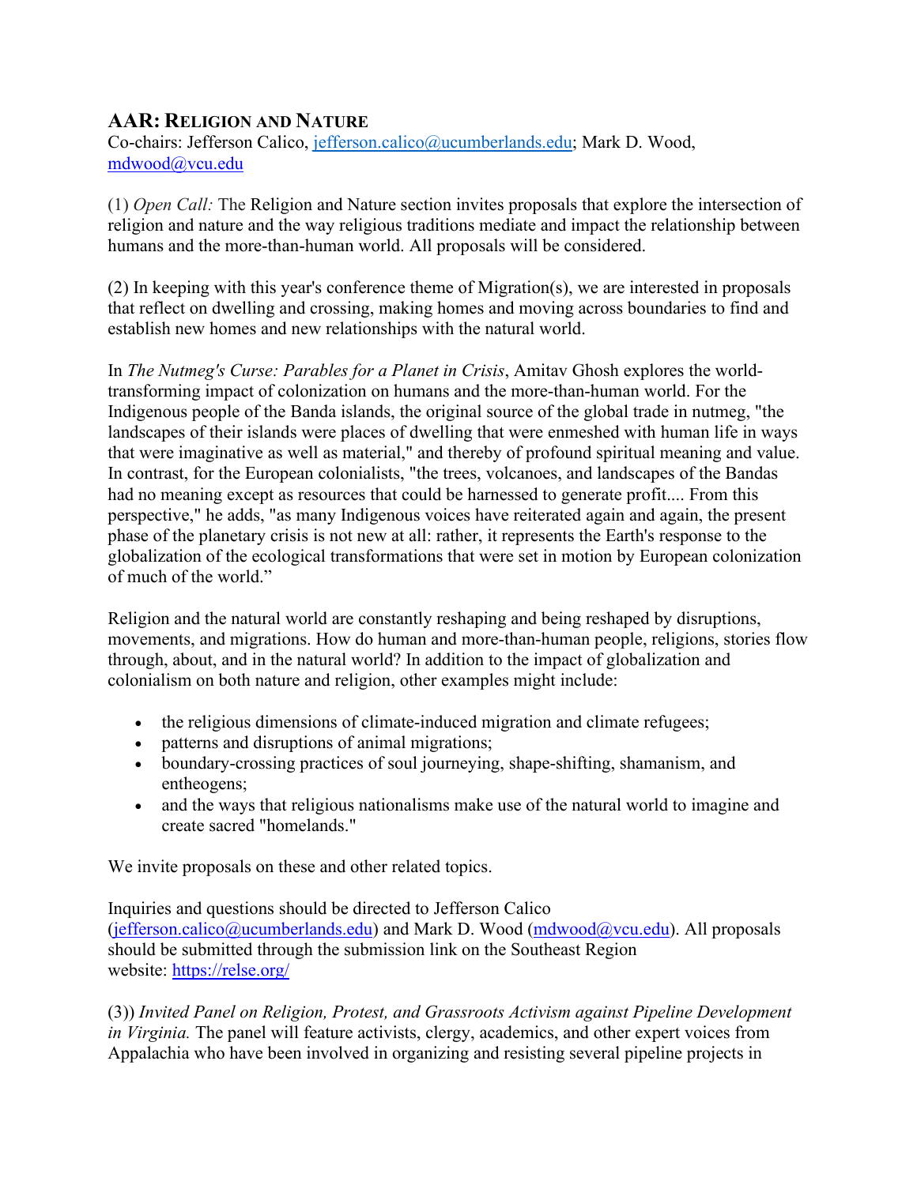## AAR: RELIGION AND NATURE

Co-chairs: Jefferson Calico, jefferson.calico@ucumberlands.edu; Mark D. Wood, mdwood@vcu.edu

(1) *Open Call:* The Religion and Nature section invites proposals that explore the intersection of religion and nature and the way religious traditions mediate and impact the relationship between humans and the more-than-human world. All proposals will be considered.

(2) In keeping with this year's conference theme of Migration(s), we are interested in proposals that reflect on dwelling and crossing, making homes and moving across boundaries to find and establish new homes and new relationships with the natural world.

In *The Nutmeg's Curse: Parables for a Planet in Crisis*, Amitav Ghosh explores the world-transforming impact of colonization on humans and the more-than-human world. For the Indigenous people of the Banda islands, the original source of the global trade in nutmeg, "the landscapes of their islands were places of dwelling that were enmeshed with human life in ways that were imaginative as well as material," and thereby of profound spiritual meaning and value. In contrast, for the European colonialists, "the trees, volcanoes, and landscapes of the Bandas had no meaning except as resources that could be harnessed to generate profit.... From this perspective," he adds, "as many Indigenous voices have reiterated again and again, the present phase of the planetary crisis is not new at all: rather, it represents the Earth's response to the globalization of the ecological transformations that were set in motion by European colonization of much of the world."

Religion and the natural world are constantly reshaping and being reshaped by disruptions, movements, and migrations. How do human and more-than-human people, religions, stories flow through, about, and in the natural world? In addition to the impact of globalization and colonialism on both nature and religion, other examples might include:

- the religious dimensions of climate-induced migration and climate refugees;
- patterns and disruptions of animal migrations;
- boundary-crossing practices of soul journeying, shape-shifting, shamanism, and entheogens;
- and the ways that religious nationalisms make use of the natural world to imagine and create sacred "homelands."

We invite proposals on these and other related topics.

Inquiries and questions should be directed to Jefferson Calico (jefferson.calico@ucumberlands.edu) and Mark D. Wood (mdwood@vcu.edu). All proposals should be submitted through the submission link on the Southeast Region website: https://relse.org/

(3)) *Invited Panel on Religion, Protest, and Grassroots Activism against Pipeline Development in Virginia.* The panel will feature activists, clergy, academics, and other expert voices from Appalachia who have been involved in organizing and resisting several pipeline projects in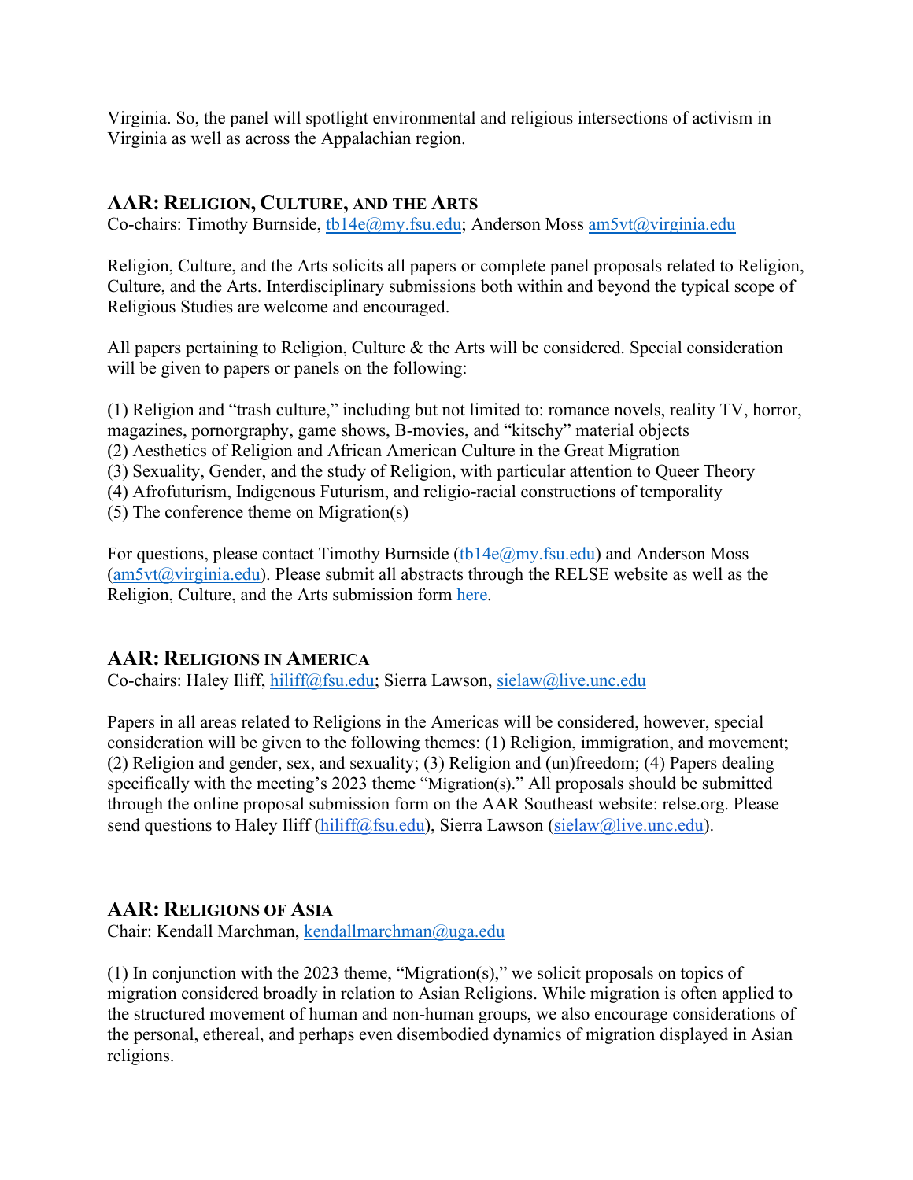Virginia. So, the panel will spotlight environmental and religious intersections of activism in Virginia as well as across the Appalachian region.

## AAR: Religion, Culture, and the Arts

Co-chairs: Timothy Burnside, tb14e@my.fsu.edu; Anderson Moss am5vt@virginia.edu

Religion, Culture, and the Arts solicits all papers or complete panel proposals related to Religion, Culture, and the Arts. Interdisciplinary submissions both within and beyond the typical scope of Religious Studies are welcome and encouraged.

All papers pertaining to Religion, Culture & the Arts will be considered. Special consideration will be given to papers or panels on the following:

(1) Religion and "trash culture," including but not limited to: romance novels, reality TV, horror, magazines, pornorgraphy, game shows, B-movies, and "kitschy" material objects
(2) Aesthetics of Religion and African American Culture in the Great Migration
(3) Sexuality, Gender, and the study of Religion, with particular attention to Queer Theory
(4) Afrofuturism, Indigenous Futurism, and religio-racial constructions of temporality
(5) The conference theme on Migration(s)

For questions, please contact Timothy Burnside (tb14e@my.fsu.edu) and Anderson Moss (am5vt@virginia.edu). Please submit all abstracts through the RELSE website as well as the Religion, Culture, and the Arts submission form here.

## AAR: Religions in America

Co-chairs: Haley Iliff, hiliff@fsu.edu; Sierra Lawson, sielaw@live.unc.edu

Papers in all areas related to Religions in the Americas will be considered, however, special consideration will be given to the following themes: (1) Religion, immigration, and movement; (2) Religion and gender, sex, and sexuality; (3) Religion and (un)freedom; (4) Papers dealing specifically with the meeting's 2023 theme "Migration(s)." All proposals should be submitted through the online proposal submission form on the AAR Southeast website: relse.org. Please send questions to Haley Iliff (hiliff@fsu.edu), Sierra Lawson (sielaw@live.unc.edu).

## AAR: Religions of Asia

Chair: Kendall Marchman, kendallmarchman@uga.edu

(1) In conjunction with the 2023 theme, "Migration(s)," we solicit proposals on topics of migration considered broadly in relation to Asian Religions. While migration is often applied to the structured movement of human and non-human groups, we also encourage considerations of the personal, ethereal, and perhaps even disembodied dynamics of migration displayed in Asian religions.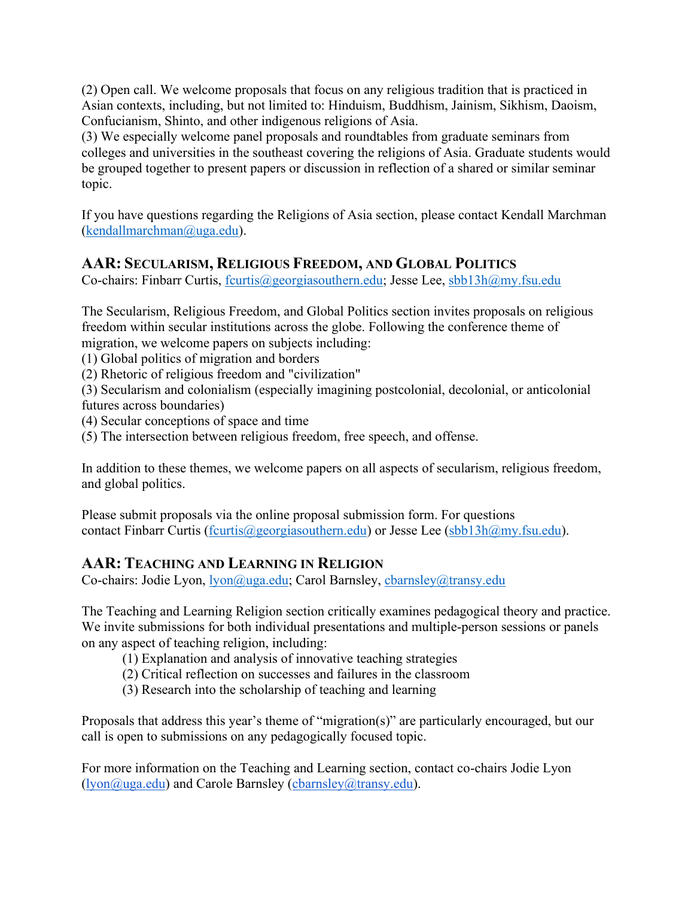(2) Open call. We welcome proposals that focus on any religious tradition that is practiced in Asian contexts, including, but not limited to: Hinduism, Buddhism, Jainism, Sikhism, Daoism, Confucianism, Shinto, and other indigenous religions of Asia.
(3) We especially welcome panel proposals and roundtables from graduate seminars from colleges and universities in the southeast covering the religions of Asia. Graduate students would be grouped together to present papers or discussion in reflection of a shared or similar seminar topic.

If you have questions regarding the Religions of Asia section, please contact Kendall Marchman (kendallmarchman@uga.edu).

### AAR: Secularism, Religious Freedom, and Global Politics

Co-chairs: Finbarr Curtis, fcurtis@georgiasouthern.edu; Jesse Lee, sbb13h@my.fsu.edu

The Secularism, Religious Freedom, and Global Politics section invites proposals on religious freedom within secular institutions across the globe. Following the conference theme of migration, we welcome papers on subjects including:
(1) Global politics of migration and borders
(2) Rhetoric of religious freedom and "civilization"
(3) Secularism and colonialism (especially imagining postcolonial, decolonial, or anticolonial futures across boundaries)
(4) Secular conceptions of space and time
(5) The intersection between religious freedom, free speech, and offense.

In addition to these themes, we welcome papers on all aspects of secularism, religious freedom, and global politics.

Please submit proposals via the online proposal submission form. For questions contact Finbarr Curtis (fcurtis@georgiasouthern.edu) or Jesse Lee (sbb13h@my.fsu.edu).

### AAR: Teaching and Learning in Religion

Co-chairs: Jodie Lyon, lyon@uga.edu; Carol Barnsley, cbarnsley@transy.edu

The Teaching and Learning Religion section critically examines pedagogical theory and practice. We invite submissions for both individual presentations and multiple-person sessions or panels on any aspect of teaching religion, including:

(1) Explanation and analysis of innovative teaching strategies
(2) Critical reflection on successes and failures in the classroom
(3) Research into the scholarship of teaching and learning

Proposals that address this year's theme of "migration(s)" are particularly encouraged, but our call is open to submissions on any pedagogically focused topic.

For more information on the Teaching and Learning section, contact co-chairs Jodie Lyon (lyon@uga.edu) and Carole Barnsley (cbarnsley@transy.edu).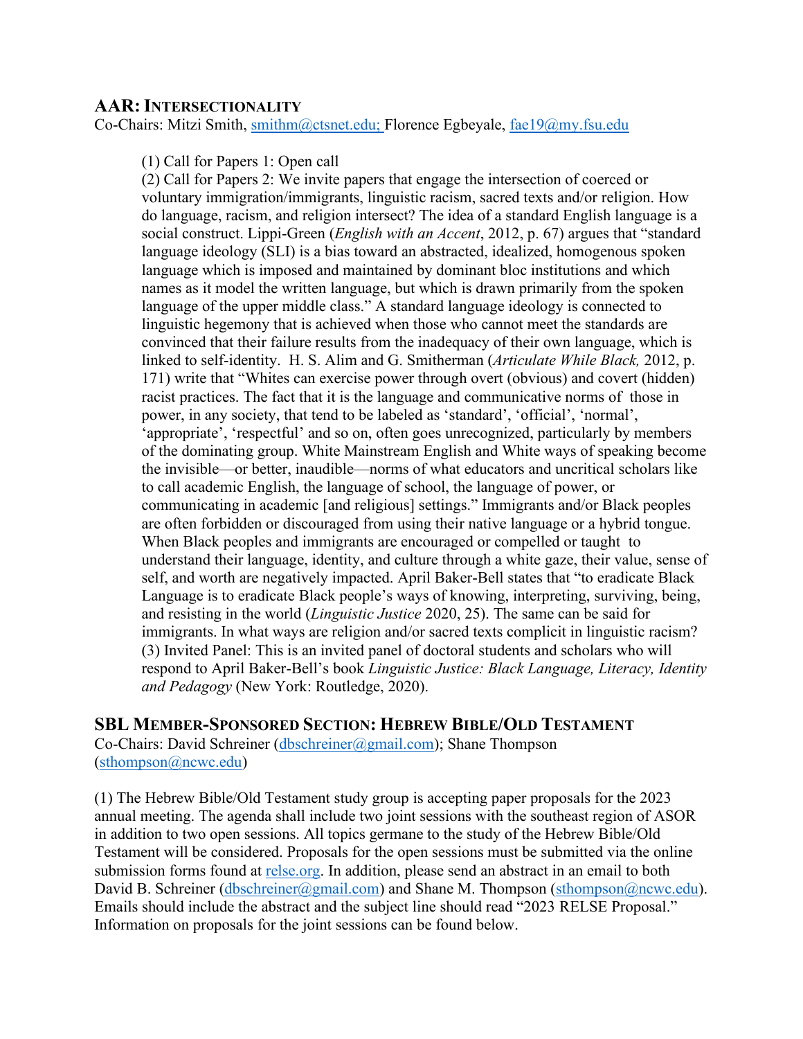## AAR: Intersectionality

Co-Chairs: Mitzi Smith, smithm@ctsnet.edu; Florence Egbeyale, fae19@my.fsu.edu

(1) Call for Papers 1: Open call
(2) Call for Papers 2: We invite papers that engage the intersection of coerced or voluntary immigration/immigrants, linguistic racism, sacred texts and/or religion. How do language, racism, and religion intersect? The idea of a standard English language is a social construct. Lippi-Green (*English with an Accent*, 2012, p. 67) argues that "standard language ideology (SLI) is a bias toward an abstracted, idealized, homogenous spoken language which is imposed and maintained by dominant bloc institutions and which names as it model the written language, but which is drawn primarily from the spoken language of the upper middle class." A standard language ideology is connected to linguistic hegemony that is achieved when those who cannot meet the standards are convinced that their failure results from the inadequacy of their own language, which is linked to self-identity. H. S. Alim and G. Smitherman (*Articulate While Black,* 2012, p. 171) write that "Whites can exercise power through overt (obvious) and covert (hidden) racist practices. The fact that it is the language and communicative norms of those in power, in any society, that tend to be labeled as 'standard', 'official', 'normal', 'appropriate', 'respectful' and so on, often goes unrecognized, particularly by members of the dominating group. White Mainstream English and White ways of speaking become the invisible—or better, inaudible—norms of what educators and uncritical scholars like to call academic English, the language of school, the language of power, or communicating in academic [and religious] settings." Immigrants and/or Black peoples are often forbidden or discouraged from using their native language or a hybrid tongue. When Black peoples and immigrants are encouraged or compelled or taught to understand their language, identity, and culture through a white gaze, their value, sense of self, and worth are negatively impacted. April Baker-Bell states that "to eradicate Black Language is to eradicate Black people's ways of knowing, interpreting, surviving, being, and resisting in the world (*Linguistic Justice* 2020, 25). The same can be said for immigrants. In what ways are religion and/or sacred texts complicit in linguistic racism?
(3) Invited Panel: This is an invited panel of doctoral students and scholars who will respond to April Baker-Bell's book *Linguistic Justice: Black Language, Literacy, Identity and Pedagogy* (New York: Routledge, 2020).

## SBL Member-Sponsored Section: Hebrew Bible/Old Testament

Co-Chairs: David Schreiner (dbschreiner@gmail.com); Shane Thompson (sthompson@ncwc.edu)

(1) The Hebrew Bible/Old Testament study group is accepting paper proposals for the 2023 annual meeting. The agenda shall include two joint sessions with the southeast region of ASOR in addition to two open sessions. All topics germane to the study of the Hebrew Bible/Old Testament will be considered. Proposals for the open sessions must be submitted via the online submission forms found at relse.org. In addition, please send an abstract in an email to both David B. Schreiner (dbschreiner@gmail.com) and Shane M. Thompson (sthompson@ncwc.edu). Emails should include the abstract and the subject line should read "2023 RELSE Proposal." Information on proposals for the joint sessions can be found below.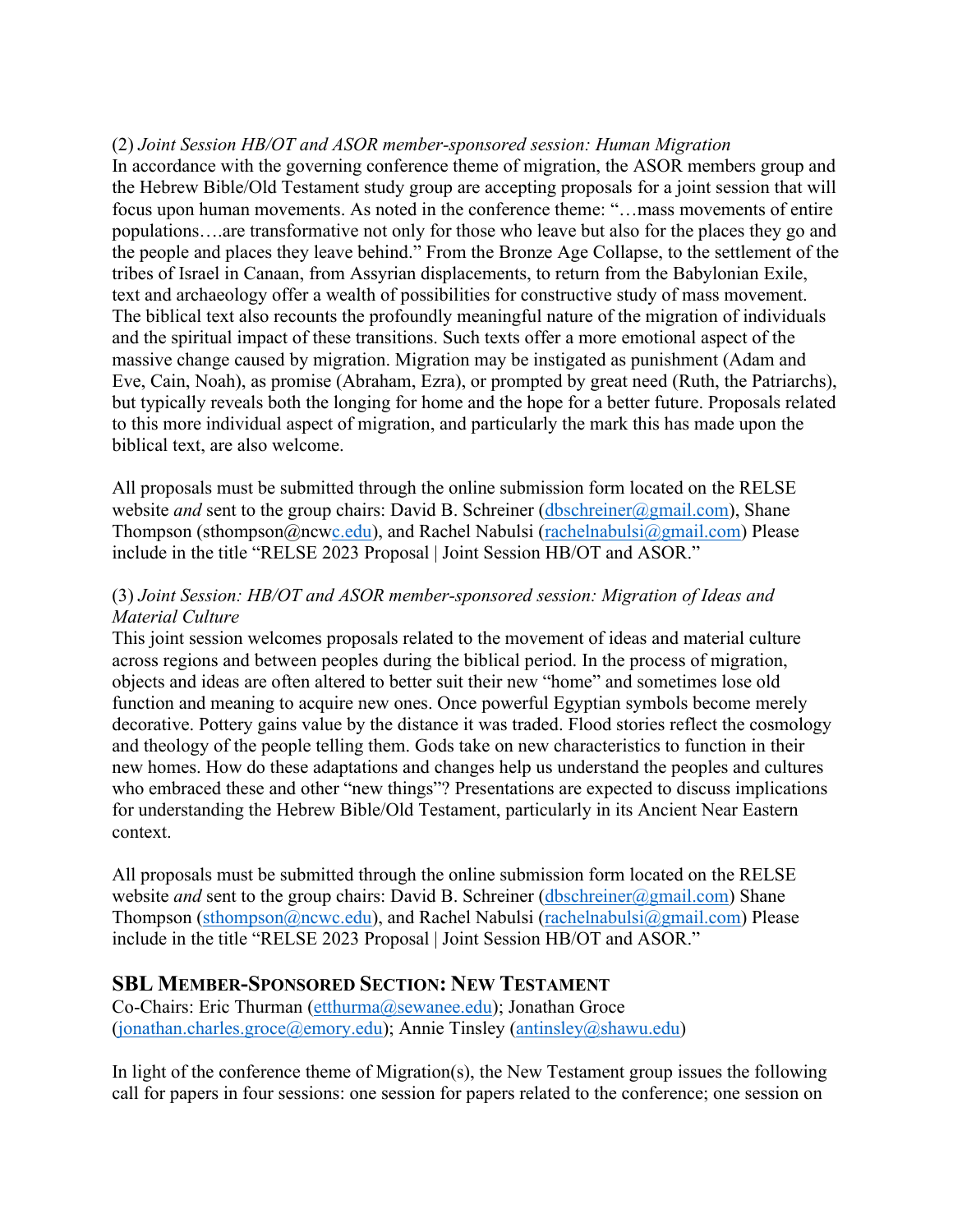(2) *Joint Session HB/OT and ASOR member-sponsored session: Human Migration*
In accordance with the governing conference theme of migration, the ASOR members group and the Hebrew Bible/Old Testament study group are accepting proposals for a joint session that will focus upon human movements. As noted in the conference theme: "…mass movements of entire populations….are transformative not only for those who leave but also for the places they go and the people and places they leave behind." From the Bronze Age Collapse, to the settlement of the tribes of Israel in Canaan, from Assyrian displacements, to return from the Babylonian Exile, text and archaeology offer a wealth of possibilities for constructive study of mass movement. The biblical text also recounts the profoundly meaningful nature of the migration of individuals and the spiritual impact of these transitions. Such texts offer a more emotional aspect of the massive change caused by migration. Migration may be instigated as punishment (Adam and Eve, Cain, Noah), as promise (Abraham, Ezra), or prompted by great need (Ruth, the Patriarchs), but typically reveals both the longing for home and the hope for a better future. Proposals related to this more individual aspect of migration, and particularly the mark this has made upon the biblical text, are also welcome.

All proposals must be submitted through the online submission form located on the RELSE website *and* sent to the group chairs: David B. Schreiner (dbschreiner@gmail.com), Shane Thompson (sthompson@ncwc.edu), and Rachel Nabulsi (rachelnabulsi@gmail.com) Please include in the title "RELSE 2023 Proposal | Joint Session HB/OT and ASOR."

(3) *Joint Session: HB/OT and ASOR member-sponsored session: Migration of Ideas and Material Culture*
This joint session welcomes proposals related to the movement of ideas and material culture across regions and between peoples during the biblical period. In the process of migration, objects and ideas are often altered to better suit their new "home" and sometimes lose old function and meaning to acquire new ones. Once powerful Egyptian symbols become merely decorative. Pottery gains value by the distance it was traded. Flood stories reflect the cosmology and theology of the people telling them. Gods take on new characteristics to function in their new homes. How do these adaptations and changes help us understand the peoples and cultures who embraced these and other "new things"? Presentations are expected to discuss implications for understanding the Hebrew Bible/Old Testament, particularly in its Ancient Near Eastern context.

All proposals must be submitted through the online submission form located on the RELSE website *and* sent to the group chairs: David B. Schreiner (dbschreiner@gmail.com) Shane Thompson (sthompson@ncwc.edu), and Rachel Nabulsi (rachelnabulsi@gmail.com) Please include in the title "RELSE 2023 Proposal | Joint Session HB/OT and ASOR."

## SBL Member-Sponsored Section: New Testament

Co-Chairs: Eric Thurman (etthurma@sewanee.edu); Jonathan Groce (jonathan.charles.groce@emory.edu); Annie Tinsley (antinsley@shawu.edu)

In light of the conference theme of Migration(s), the New Testament group issues the following call for papers in four sessions: one session for papers related to the conference; one session on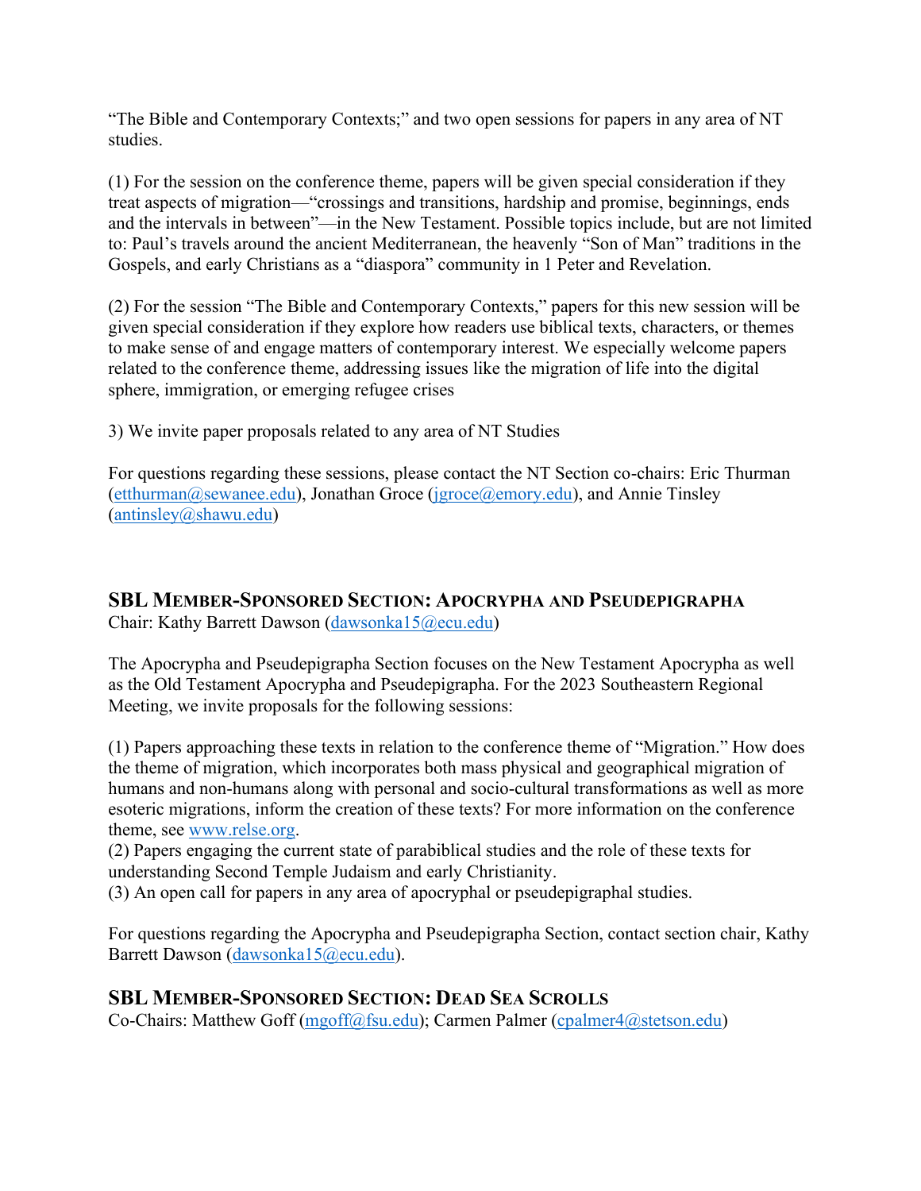"The Bible and Contemporary Contexts;" and two open sessions for papers in any area of NT studies.

(1) For the session on the conference theme, papers will be given special consideration if they treat aspects of migration—"crossings and transitions, hardship and promise, beginnings, ends and the intervals in between"—in the New Testament. Possible topics include, but are not limited to: Paul's travels around the ancient Mediterranean, the heavenly "Son of Man" traditions in the Gospels, and early Christians as a "diaspora" community in 1 Peter and Revelation.

(2) For the session "The Bible and Contemporary Contexts," papers for this new session will be given special consideration if they explore how readers use biblical texts, characters, or themes to make sense of and engage matters of contemporary interest. We especially welcome papers related to the conference theme, addressing issues like the migration of life into the digital sphere, immigration, or emerging refugee crises

3) We invite paper proposals related to any area of NT Studies

For questions regarding these sessions, please contact the NT Section co-chairs: Eric Thurman (etthurman@sewanee.edu), Jonathan Groce (jgroce@emory.edu), and Annie Tinsley (antinsley@shawu.edu)

## SBL Member-Sponsored Section: Apocrypha and Pseudepigrapha

Chair: Kathy Barrett Dawson (dawsonka15@ecu.edu)

The Apocrypha and Pseudepigrapha Section focuses on the New Testament Apocrypha as well as the Old Testament Apocrypha and Pseudepigrapha. For the 2023 Southeastern Regional Meeting, we invite proposals for the following sessions:

(1) Papers approaching these texts in relation to the conference theme of "Migration." How does the theme of migration, which incorporates both mass physical and geographical migration of humans and non-humans along with personal and socio-cultural transformations as well as more esoteric migrations, inform the creation of these texts? For more information on the conference theme, see www.relse.org.
(2) Papers engaging the current state of parabiblical studies and the role of these texts for understanding Second Temple Judaism and early Christianity.
(3) An open call for papers in any area of apocryphal or pseudepigraphal studies.

For questions regarding the Apocrypha and Pseudepigrapha Section, contact section chair, Kathy Barrett Dawson (dawsonka15@ecu.edu).

## SBL Member-Sponsored Section: Dead Sea Scrolls

Co-Chairs: Matthew Goff (mgoff@fsu.edu); Carmen Palmer (cpalmer4@stetson.edu)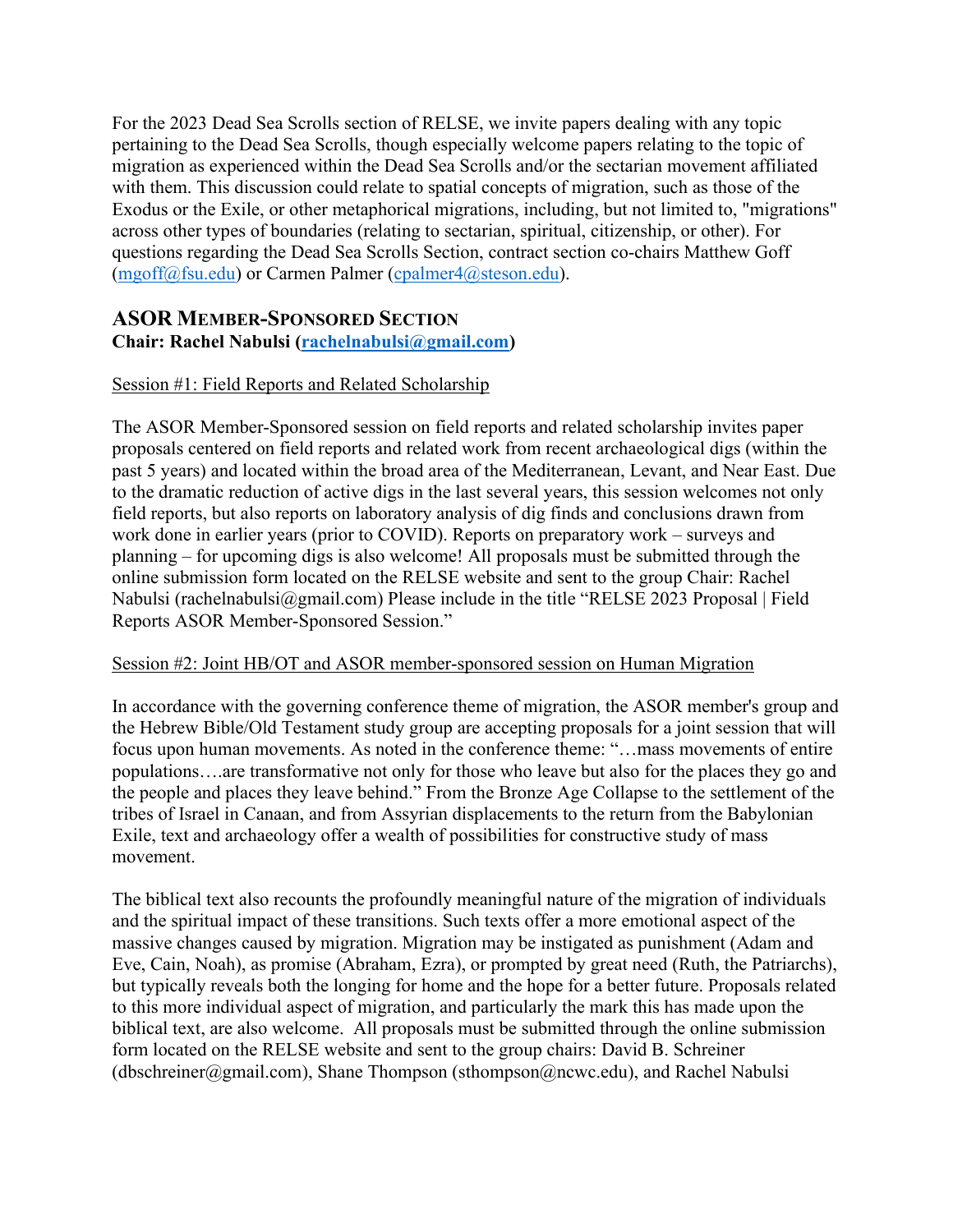For the 2023 Dead Sea Scrolls section of RELSE, we invite papers dealing with any topic pertaining to the Dead Sea Scrolls, though especially welcome papers relating to the topic of migration as experienced within the Dead Sea Scrolls and/or the sectarian movement affiliated with them. This discussion could relate to spatial concepts of migration, such as those of the Exodus or the Exile, or other metaphorical migrations, including, but not limited to, "migrations" across other types of boundaries (relating to sectarian, spiritual, citizenship, or other). For questions regarding the Dead Sea Scrolls Section, contract section co-chairs Matthew Goff (mgoff@fsu.edu) or Carmen Palmer (cpalmer4@steson.edu).

## ASOR Member-Sponsored Section

**Chair: Rachel Nabulsi (rachelnabulsi@gmail.com)**

Session #1: Field Reports and Related Scholarship

The ASOR Member-Sponsored session on field reports and related scholarship invites paper proposals centered on field reports and related work from recent archaeological digs (within the past 5 years) and located within the broad area of the Mediterranean, Levant, and Near East. Due to the dramatic reduction of active digs in the last several years, this session welcomes not only field reports, but also reports on laboratory analysis of dig finds and conclusions drawn from work done in earlier years (prior to COVID). Reports on preparatory work – surveys and planning – for upcoming digs is also welcome! All proposals must be submitted through the online submission form located on the RELSE website and sent to the group Chair: Rachel Nabulsi (rachelnabulsi@gmail.com) Please include in the title "RELSE 2023 Proposal | Field Reports ASOR Member-Sponsored Session."

Session #2: Joint HB/OT and ASOR member-sponsored session on Human Migration

In accordance with the governing conference theme of migration, the ASOR member's group and the Hebrew Bible/Old Testament study group are accepting proposals for a joint session that will focus upon human movements. As noted in the conference theme: "…mass movements of entire populations….are transformative not only for those who leave but also for the places they go and the people and places they leave behind." From the Bronze Age Collapse to the settlement of the tribes of Israel in Canaan, and from Assyrian displacements to the return from the Babylonian Exile, text and archaeology offer a wealth of possibilities for constructive study of mass movement.

The biblical text also recounts the profoundly meaningful nature of the migration of individuals and the spiritual impact of these transitions. Such texts offer a more emotional aspect of the massive changes caused by migration. Migration may be instigated as punishment (Adam and Eve, Cain, Noah), as promise (Abraham, Ezra), or prompted by great need (Ruth, the Patriarchs), but typically reveals both the longing for home and the hope for a better future. Proposals related to this more individual aspect of migration, and particularly the mark this has made upon the biblical text, are also welcome. All proposals must be submitted through the online submission form located on the RELSE website and sent to the group chairs: David B. Schreiner (dbschreiner@gmail.com), Shane Thompson (sthompson@ncwc.edu), and Rachel Nabulsi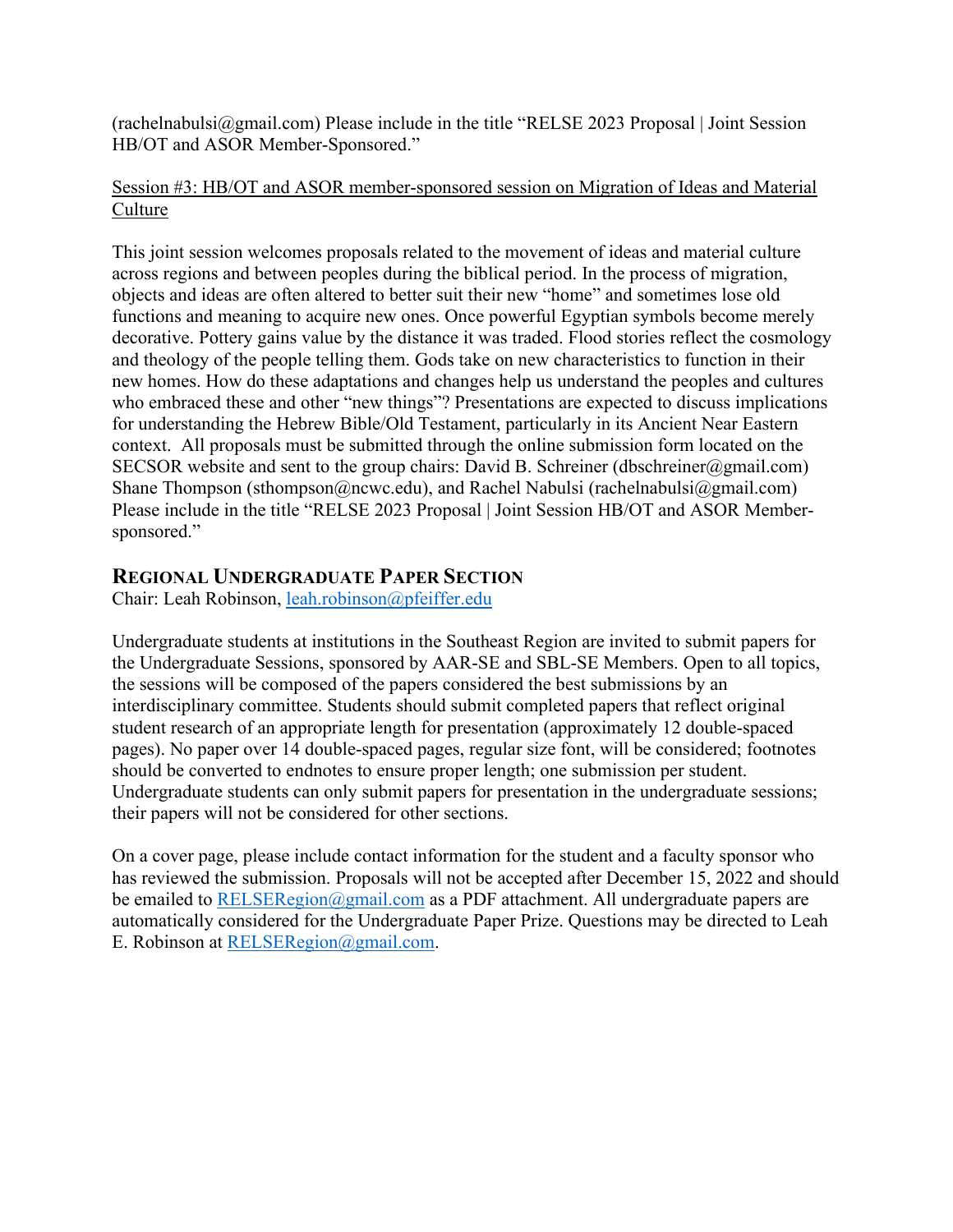(rachelnabulsi@gmail.com) Please include in the title "RELSE 2023 Proposal | Joint Session HB/OT and ASOR Member-Sponsored."

Session #3: HB/OT and ASOR member-sponsored session on Migration of Ideas and Material Culture

This joint session welcomes proposals related to the movement of ideas and material culture across regions and between peoples during the biblical period. In the process of migration, objects and ideas are often altered to better suit their new "home" and sometimes lose old functions and meaning to acquire new ones. Once powerful Egyptian symbols become merely decorative. Pottery gains value by the distance it was traded. Flood stories reflect the cosmology and theology of the people telling them. Gods take on new characteristics to function in their new homes. How do these adaptations and changes help us understand the peoples and cultures who embraced these and other "new things"? Presentations are expected to discuss implications for understanding the Hebrew Bible/Old Testament, particularly in its Ancient Near Eastern context. All proposals must be submitted through the online submission form located on the SECSOR website and sent to the group chairs: David B. Schreiner (dbschreiner@gmail.com) Shane Thompson (sthompson@ncwc.edu), and Rachel Nabulsi (rachelnabulsi@gmail.com) Please include in the title "RELSE 2023 Proposal | Joint Session HB/OT and ASOR Member-sponsored."

## Regional Undergraduate Paper Section

Chair: Leah Robinson, leah.robinson@pfeiffer.edu

Undergraduate students at institutions in the Southeast Region are invited to submit papers for the Undergraduate Sessions, sponsored by AAR-SE and SBL-SE Members. Open to all topics, the sessions will be composed of the papers considered the best submissions by an interdisciplinary committee. Students should submit completed papers that reflect original student research of an appropriate length for presentation (approximately 12 double-spaced pages). No paper over 14 double-spaced pages, regular size font, will be considered; footnotes should be converted to endnotes to ensure proper length; one submission per student. Undergraduate students can only submit papers for presentation in the undergraduate sessions; their papers will not be considered for other sections.

On a cover page, please include contact information for the student and a faculty sponsor who has reviewed the submission. Proposals will not be accepted after December 15, 2022 and should be emailed to RELSERegion@gmail.com as a PDF attachment. All undergraduate papers are automatically considered for the Undergraduate Paper Prize. Questions may be directed to Leah E. Robinson at RELSERegion@gmail.com.